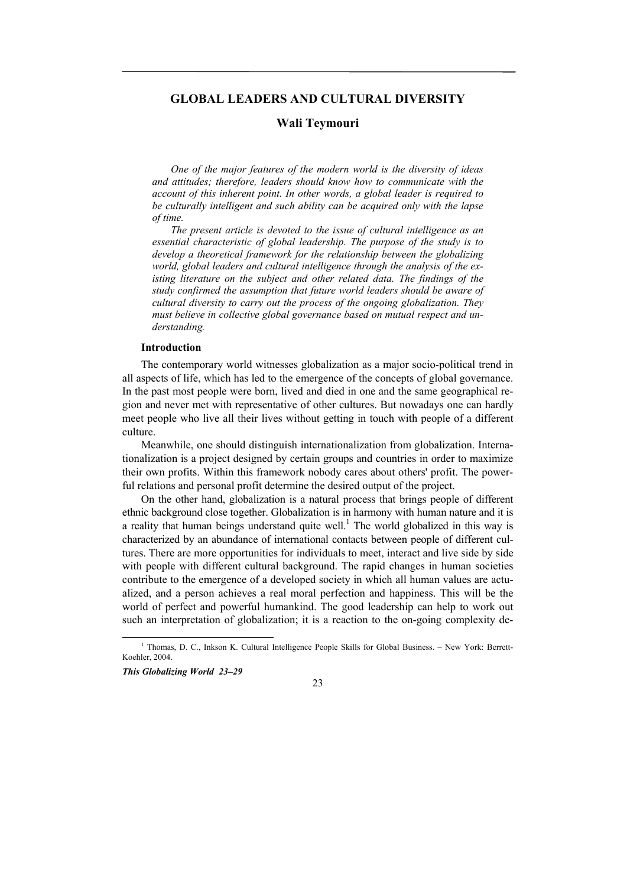# GLOBAL LEADERS AND CULTURAL DIVERSITY

## Wali Teymouri

*One of the major features of the modern world is the diversity of ideas and attitudes; therefore, leaders should know how to communicate with the account of this inherent point. In other words, a global leader is required to be culturally intelligent and such ability can be acquired only with the lapse of time.*

*The present article is devoted to the issue of cultural intelligence as an essential characteristic of global leadership. The purpose of the study is to develop a theoretical framework for the relationship between the globalizing world, global leaders and cultural intelligence through the analysis of the existing literature on the subject and other related data. The findings of the study confirmed the assumption that future world leaders should be aware of cultural diversity to carry out the process of the ongoing globalization. They must believe in collective global governance based on mutual respect and understanding.*

### Introduction

The contemporary world witnesses globalization as a major socio-political trend in all aspects of life, which has led to the emergence of the concepts of global governance. In the past most people were born, lived and died in one and the same geographical region and never met with representative of other cultures. But nowadays one can hardly meet people who live all their lives without getting in touch with people of a different culture.

Meanwhile, one should distinguish internationalization from globalization. Internationalization is a project designed by certain groups and countries in order to maximize their own profits. Within this framework nobody cares about others' profit. The powerful relations and personal profit determine the desired output of the project.

On the other hand, globalization is a natural process that brings people of different ethnic background close together. Globalization is in harmony with human nature and it is a reality that human beings understand quite well.[1] The world globalized in this way is characterized by an abundance of international contacts between people of different cultures. There are more opportunities for individuals to meet, interact and live side by side with people with different cultural background. The rapid changes in human societies contribute to the emergence of a developed society in which all human values are actualized, and a person achieves a real moral perfection and happiness. This will be the world of perfect and powerful humankind. The good leadership can help to work out such an interpretation of globalization; it is a reaction to the on-going complexity de-

[1] Thomas, D. C., Inkson K. Cultural Intelligence People Skills for Global Business. – New York: Berrett-Koehler, 2004.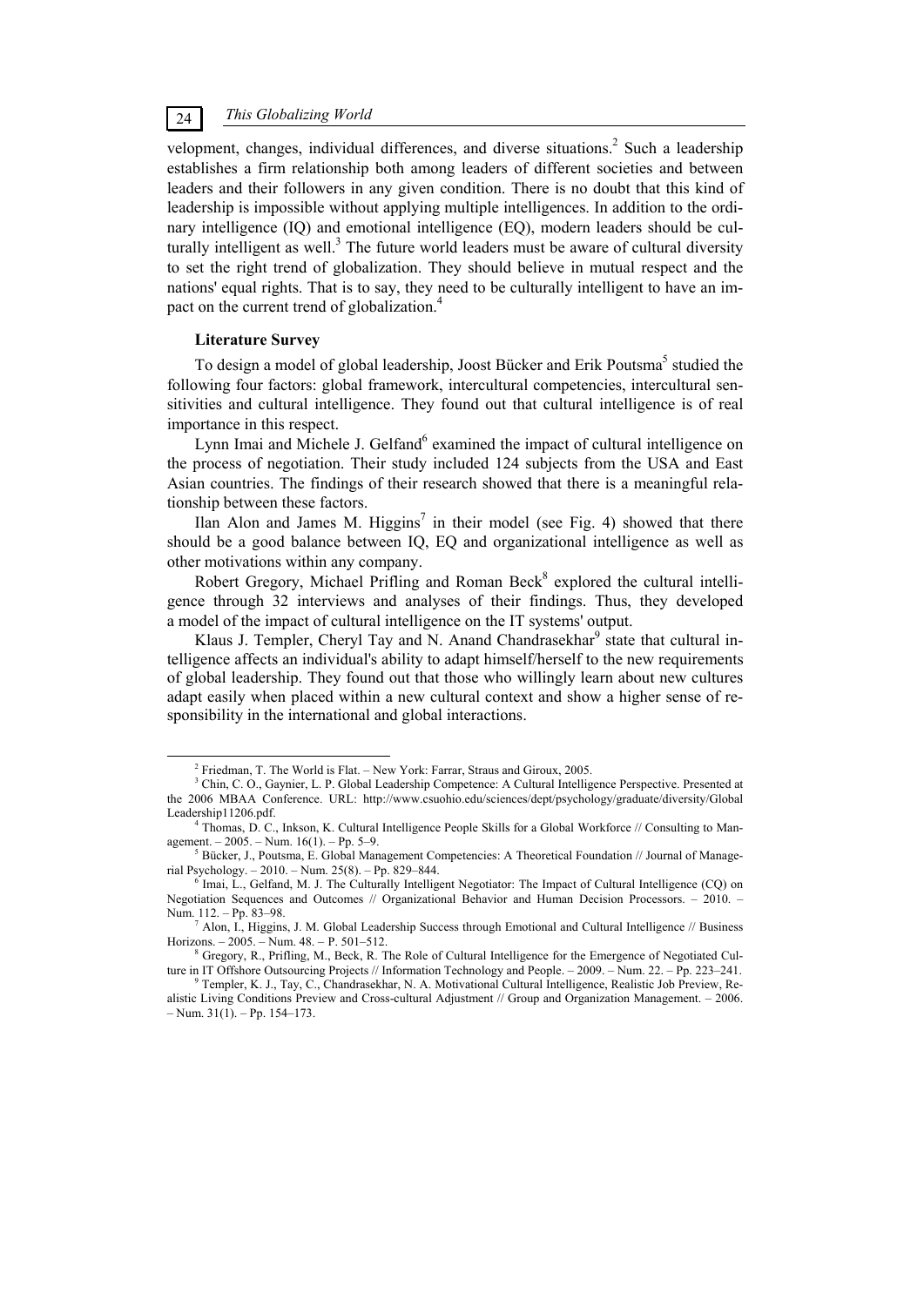velopment, changes, individual differences, and diverse situations.[2] Such a leadership establishes a firm relationship both among leaders of different societies and between leaders and their followers in any given condition. There is no doubt that this kind of leadership is impossible without applying multiple intelligences. In addition to the ordinary intelligence (IQ) and emotional intelligence (EQ), modern leaders should be culturally intelligent as well.[3] The future world leaders must be aware of cultural diversity to set the right trend of globalization. They should believe in mutual respect and the nations' equal rights. That is to say, they need to be culturally intelligent to have an impact on the current trend of globalization.[4]

**Literature Survey**

To design a model of global leadership, Joost Bücker and Erik Poutsma[5] studied the following four factors: global framework, intercultural competencies, intercultural sensitivities and cultural intelligence. They found out that cultural intelligence is of real importance in this respect.

Lynn Imai and Michele J. Gelfand[6] examined the impact of cultural intelligence on the process of negotiation. Their study included 124 subjects from the USA and East Asian countries. The findings of their research showed that there is a meaningful relationship between these factors.

Ilan Alon and James M. Higgins[7] in their model (see Fig. 4) showed that there should be a good balance between IQ, EQ and organizational intelligence as well as other motivations within any company.

Robert Gregory, Michael Prifling and Roman Beck[8] explored the cultural intelligence through 32 interviews and analyses of their findings. Thus, they developed a model of the impact of cultural intelligence on the IT systems' output.

Klaus J. Templer, Cheryl Tay and N. Anand Chandrasekhar[9] state that cultural intelligence affects an individual's ability to adapt himself/herself to the new requirements of global leadership. They found out that those who willingly learn about new cultures adapt easily when placed within a new cultural context and show a higher sense of responsibility in the international and global interactions.

---

[2] Friedman, T. The World is Flat. – New York: Farrar, Straus and Giroux, 2005.

[3] Chin, C. O., Gaynier, L. P. Global Leadership Competence: A Cultural Intelligence Perspective. Presented at the 2006 MBAA Conference. URL: http://www.csuohio.edu/sciences/dept/psychology/graduate/diversity/GlobalLeadership11206.pdf.

[4] Thomas, D. C., Inkson, K. Cultural Intelligence People Skills for a Global Workforce // Consulting to Management. – 2005. – Num. 16(1). – Pp. 5–9.

[5] Bücker, J., Poutsma, E. Global Management Competencies: A Theoretical Foundation // Journal of Managerial Psychology. – 2010. – Num. 25(8). – Pp. 829–844.

[6] Imai, L., Gelfand, M. J. The Culturally Intelligent Negotiator: The Impact of Cultural Intelligence (CQ) on Negotiation Sequences and Outcomes // Organizational Behavior and Human Decision Processors. – 2010. – Num. 112. – Pp. 83–98.

[7] Alon, I., Higgins, J. M. Global Leadership Success through Emotional and Cultural Intelligence // Business Horizons. – 2005. – Num. 48. – P. 501–512.

[8] Gregory, R., Prifling, M., Beck, R. The Role of Cultural Intelligence for the Emergence of Negotiated Culture in IT Offshore Outsourcing Projects // Information Technology and People. – 2009. – Num. 22. – Pp. 223–241.

[9] Templer, K. J., Tay, C., Chandrasekhar, N. A. Motivational Cultural Intelligence, Realistic Job Preview, Realistic Living Conditions Preview and Cross-cultural Adjustment // Group and Organization Management. – 2006. – Num. 31(1). – Pp. 154–173.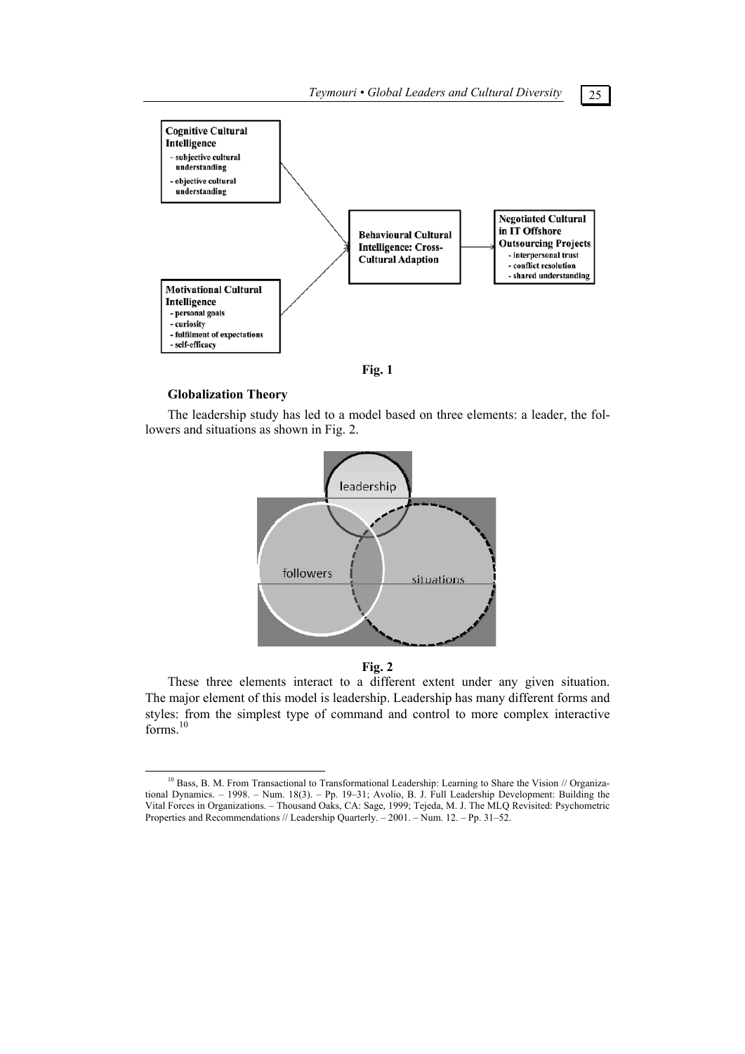**Cognitive Cultural Intelligence**
- subjective cultural understanding
- objective cultural understanding

**Motivational Cultural Intelligence**
- personal goals
- curiosity
- fulfilment of expectations
- self-efficacy

**Behavioural Cultural Intelligence: Cross-Cultural Adaption**

**Negotiated Cultural in IT Offshore Outsourcing Projects**
- interpersonal trust
- conflict resolution
- shared understanding

**Fig. 1**

**Globalization Theory**

The leadership study has led to a model based on three elements: a leader, the followers and situations as shown in Fig. 2.

leadership

followers

situations

**Fig. 2**

These three elements interact to a different extent under any given situation. The major element of this model is leadership. Leadership has many different forms and styles: from the simplest type of command and control to more complex interactive forms.[10]

---

[10] Bass, B. M. From Transactional to Transformational Leadership: Learning to Share the Vision // Organizational Dynamics. – 1998. – Num. 18(3). – Pp. 19–31; Avolio, B. J. Full Leadership Development: Building the Vital Forces in Organizations. – Thousand Oaks, CA: Sage, 1999; Tejeda, M. J. The MLQ Revisited: Psychometric Properties and Recommendations // Leadership Quarterly. – 2001. – Num. 12. – Pp. 31–52.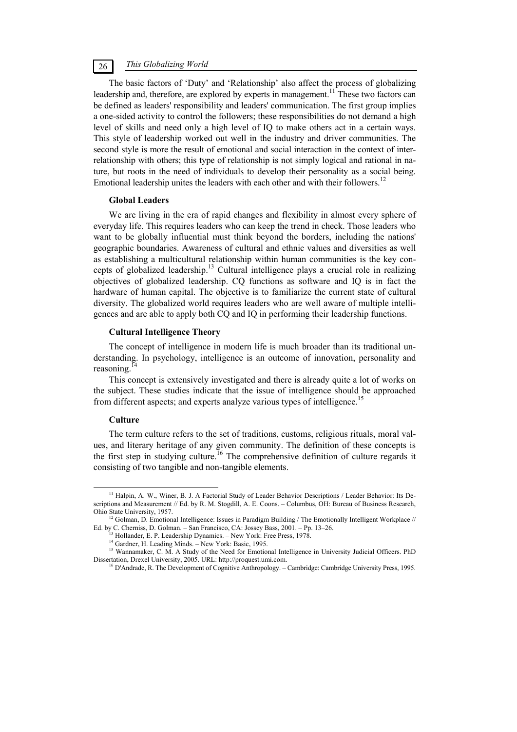The basic factors of 'Duty' and 'Relationship' also affect the process of globalizing leadership and, therefore, are explored by experts in management.[11] These two factors can be defined as leaders' responsibility and leaders' communication. The first group implies a one-sided activity to control the followers; these responsibilities do not demand a high level of skills and need only a high level of IQ to make others act in a certain ways. This style of leadership worked out well in the industry and driver communities. The second style is more the result of emotional and social interaction in the context of interrelationship with others; this type of relationship is not simply logical and rational in nature, but roots in the need of individuals to develop their personality as a social being. Emotional leadership unites the leaders with each other and with their followers.[12]

### Global Leaders

We are living in the era of rapid changes and flexibility in almost every sphere of everyday life. This requires leaders who can keep the trend in check. Those leaders who want to be globally influential must think beyond the borders, including the nations' geographic boundaries. Awareness of cultural and ethnic values and diversities as well as establishing a multicultural relationship within human communities is the key concepts of globalized leadership.[13] Cultural intelligence plays a crucial role in realizing objectives of globalized leadership. CQ functions as software and IQ is in fact the hardware of human capital. The objective is to familiarize the current state of cultural diversity. The globalized world requires leaders who are well aware of multiple intelligences and are able to apply both CQ and IQ in performing their leadership functions.

### Cultural Intelligence Theory

The concept of intelligence in modern life is much broader than its traditional understanding. In psychology, intelligence is an outcome of innovation, personality and reasoning.[14]

This concept is extensively investigated and there is already quite a lot of works on the subject. These studies indicate that the issue of intelligence should be approached from different aspects; and experts analyze various types of intelligence.[15]

### Culture

The term culture refers to the set of traditions, customs, religious rituals, moral values, and literary heritage of any given community. The definition of these concepts is the first step in studying culture.[16] The comprehensive definition of culture regards it consisting of two tangible and non-tangible elements.

---

[11] Halpin, A. W., Winer, B. J. A Factorial Study of Leader Behavior Descriptions / Leader Behavior: Its Descriptions and Measurement // Ed. by R. M. Stogdill, A. E. Coons. – Columbus, OH: Bureau of Business Research, Ohio State University, 1957.

[12] Golman, D. Emotional Intelligence: Issues in Paradigm Building / The Emotionally Intelligent Workplace // Ed. by C. Cherniss, D. Golman. – San Francisco, CA: Jossey Bass, 2001. – Pp. 13–26.

[13] Hollander, E. P. Leadership Dynamics. – New York: Free Press, 1978.

[14] Gardner, H. Leading Minds. – New York: Basic, 1995.

[15] Wannamaker, C. M. A Study of the Need for Emotional Intelligence in University Judicial Officers. PhD Dissertation, Drexel University, 2005. URL: http://proquest.umi.com.

[16] D'Andrade, R. The Development of Cognitive Anthropology. – Cambridge: Cambridge University Press, 1995.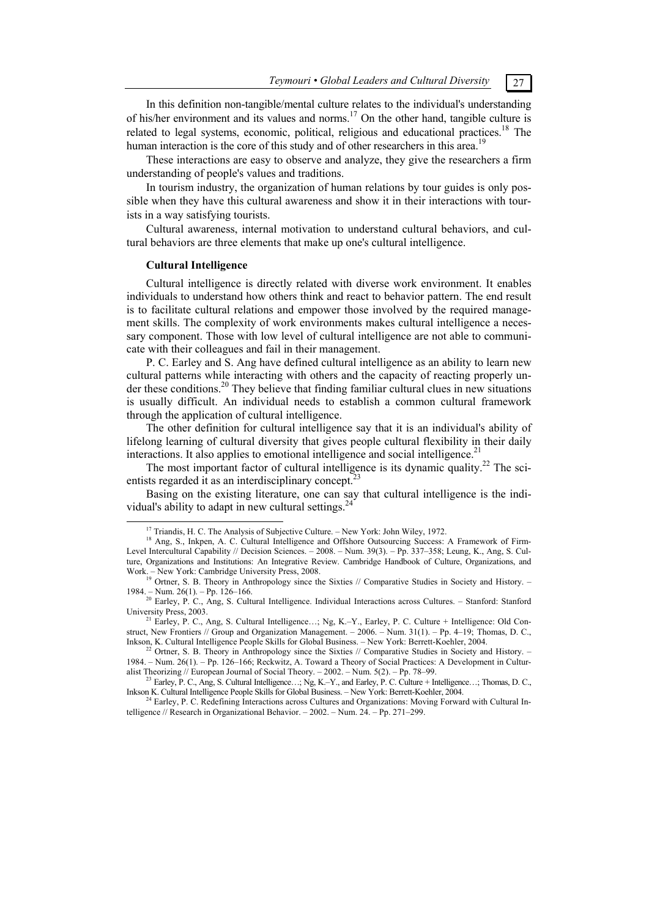In this definition non-tangible/mental culture relates to the individual's understanding of his/her environment and its values and norms.[17] On the other hand, tangible culture is related to legal systems, economic, political, religious and educational practices.[18] The human interaction is the core of this study and of other researchers in this area.[19]

These interactions are easy to observe and analyze, they give the researchers a firm understanding of people's values and traditions.

In tourism industry, the organization of human relations by tour guides is only possible when they have this cultural awareness and show it in their interactions with tourists in a way satisfying tourists.

Cultural awareness, internal motivation to understand cultural behaviors, and cultural behaviors are three elements that make up one's cultural intelligence.

**Cultural Intelligence**

Cultural intelligence is directly related with diverse work environment. It enables individuals to understand how others think and react to behavior pattern. The end result is to facilitate cultural relations and empower those involved by the required management skills. The complexity of work environments makes cultural intelligence a necessary component. Those with low level of cultural intelligence are not able to communicate with their colleagues and fail in their management.

P. C. Earley and S. Ang have defined cultural intelligence as an ability to learn new cultural patterns while interacting with others and the capacity of reacting properly under these conditions.[20] They believe that finding familiar cultural clues in new situations is usually difficult. An individual needs to establish a common cultural framework through the application of cultural intelligence.

The other definition for cultural intelligence say that it is an individual's ability of lifelong learning of cultural diversity that gives people cultural flexibility in their daily interactions. It also applies to emotional intelligence and social intelligence.[21]

The most important factor of cultural intelligence is its dynamic quality.[22] The scientists regarded it as an interdisciplinary concept.[23]

Basing on the existing literature, one can say that cultural intelligence is the individual's ability to adapt in new cultural settings.[24]

---

[17] Triandis, H. C. The Analysis of Subjective Culture. – New York: John Wiley, 1972.

[18] Ang, S., Inkpen, A. C. Cultural Intelligence and Offshore Outsourcing Success: A Framework of Firm-Level Intercultural Capability // Decision Sciences. – 2008. – Num. 39(3). – Pp. 337–358; Leung, K., Ang, S. Culture, Organizations and Institutions: An Integrative Review. Cambridge Handbook of Culture, Organizations, and Work. – New York: Cambridge University Press, 2008.

[19] Ortner, S. B. Theory in Anthropology since the Sixties // Comparative Studies in Society and History. – 1984. – Num. 26(1). – Pp. 126–166.

[20] Earley, P. C., Ang, S. Cultural Intelligence. Individual Interactions across Cultures. – Stanford: Stanford University Press, 2003.

[21] Earley, P. C., Ang, S. Cultural Intelligence…; Ng, K.–Y., Earley, P. C. Culture + Intelligence: Old Construct, New Frontiers // Group and Organization Management. – 2006. – Num. 31(1). – Pp. 4–19; Thomas, D. C., Inkson, K. Cultural Intelligence People Skills for Global Business. – New York: Berrett-Koehler, 2004.

[22] Ortner, S. B. Theory in Anthropology since the Sixties // Comparative Studies in Society and History. – 1984. – Num. 26(1). – Pp. 126–166; Reckwitz, A. Toward a Theory of Social Practices: A Development in Culturalist Theorizing // European Journal of Social Theory. – 2002. – Num. 5(2). – Pp. 78–99.

[23] Earley, P. C., Ang, S. Cultural Intelligence…; Ng, K.–Y., and Earley, P. C. Culture + Intelligence…; Thomas, D. C., Inkson K. Cultural Intelligence People Skills for Global Business. – New York: Berrett-Koehler, 2004.

[24] Earley, P. C. Redefining Interactions across Cultures and Organizations: Moving Forward with Cultural Intelligence // Research in Organizational Behavior. – 2002. – Num. 24. – Pp. 271–299.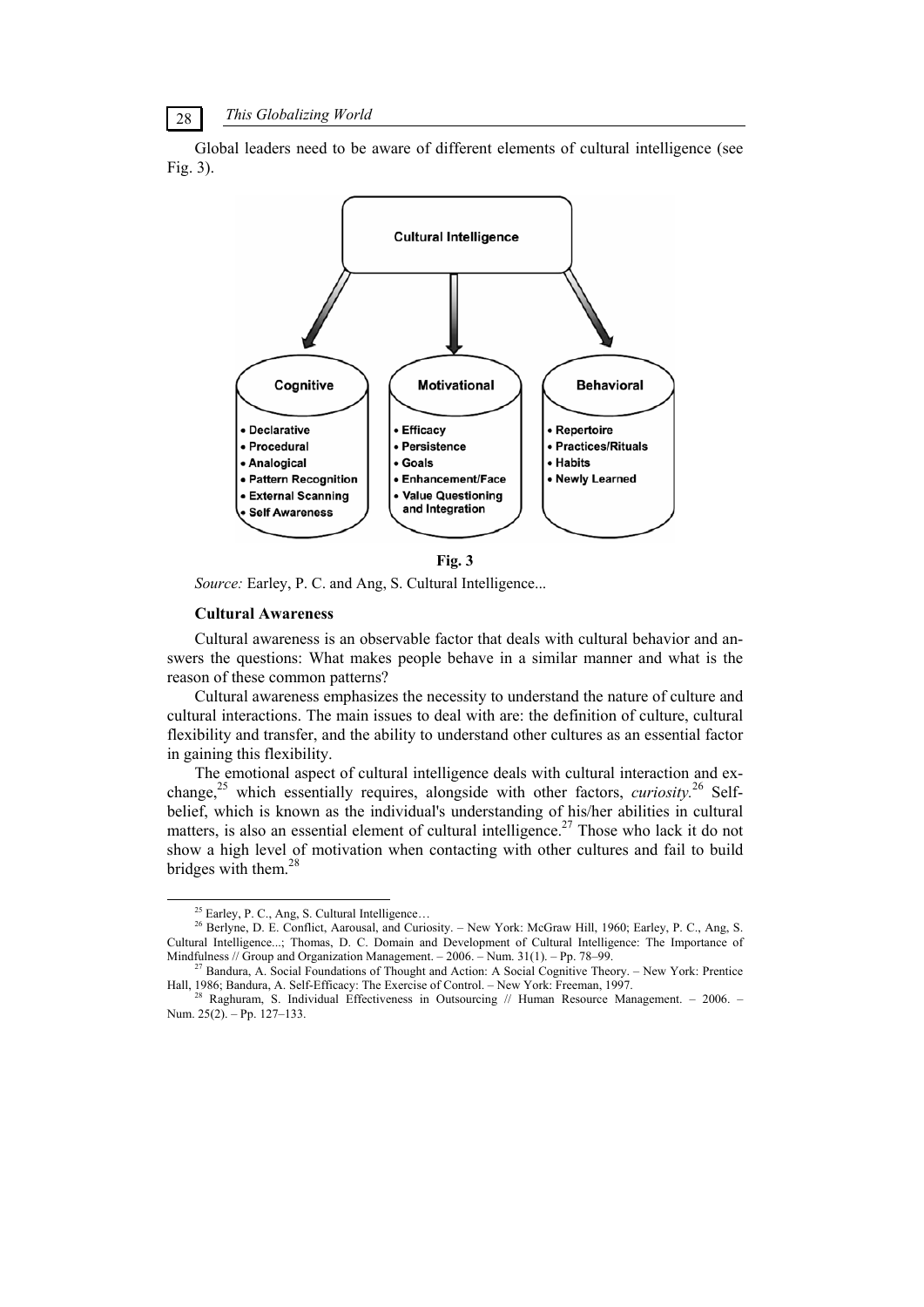Global leaders need to be aware of different elements of cultural intelligence (see Fig. 3).

Cultural Intelligence

| Cognitive | Motivational | Behavioral |
| --- | --- | --- |
| • Declarative<br>• Procedural<br>• Analogical<br>• Pattern Recognition<br>• External Scanning<br>• Self Awareness | • Efficacy<br>• Persistence<br>• Goals<br>• Enhancement/Face<br>• Value Questioning and Integration | • Repertoire<br>• Practices/Rituals<br>• Habits<br>• Newly Learned |

**Fig. 3**

*Source:* Earley, P. C. and Ang, S. Cultural Intelligence...

### Cultural Awareness

Cultural awareness is an observable factor that deals with cultural behavior and answers the questions: What makes people behave in a similar manner and what is the reason of these common patterns?

Cultural awareness emphasizes the necessity to understand the nature of culture and cultural interactions. The main issues to deal with are: the definition of culture, cultural flexibility and transfer, and the ability to understand other cultures as an essential factor in gaining this flexibility.

The emotional aspect of cultural intelligence deals with cultural interaction and exchange,[25] which essentially requires, alongside with other factors, *curiosity*.[26] Self-belief, which is known as the individual's understanding of his/her abilities in cultural matters, is also an essential element of cultural intelligence.[27] Those who lack it do not show a high level of motivation when contacting with other cultures and fail to build bridges with them.[28]

---

[25] Earley, P. C., Ang, S. Cultural Intelligence…

[26] Berlyne, D. E. Conflict, Aarousal, and Curiosity. – New York: McGraw Hill, 1960; Earley, P. C., Ang, S. Cultural Intelligence...; Thomas, D. C. Domain and Development of Cultural Intelligence: The Importance of Mindfulness // Group and Organization Management. – 2006. – Num. 31(1). – Pp. 78–99.

[27] Bandura, A. Social Foundations of Thought and Action: A Social Cognitive Theory. – New York: Prentice Hall, 1986; Bandura, A. Self-Efficacy: The Exercise of Control. – New York: Freeman, 1997.

[28] Raghuram, S. Individual Effectiveness in Outsourcing // Human Resource Management. – 2006. – Num. 25(2). – Pp. 127–133.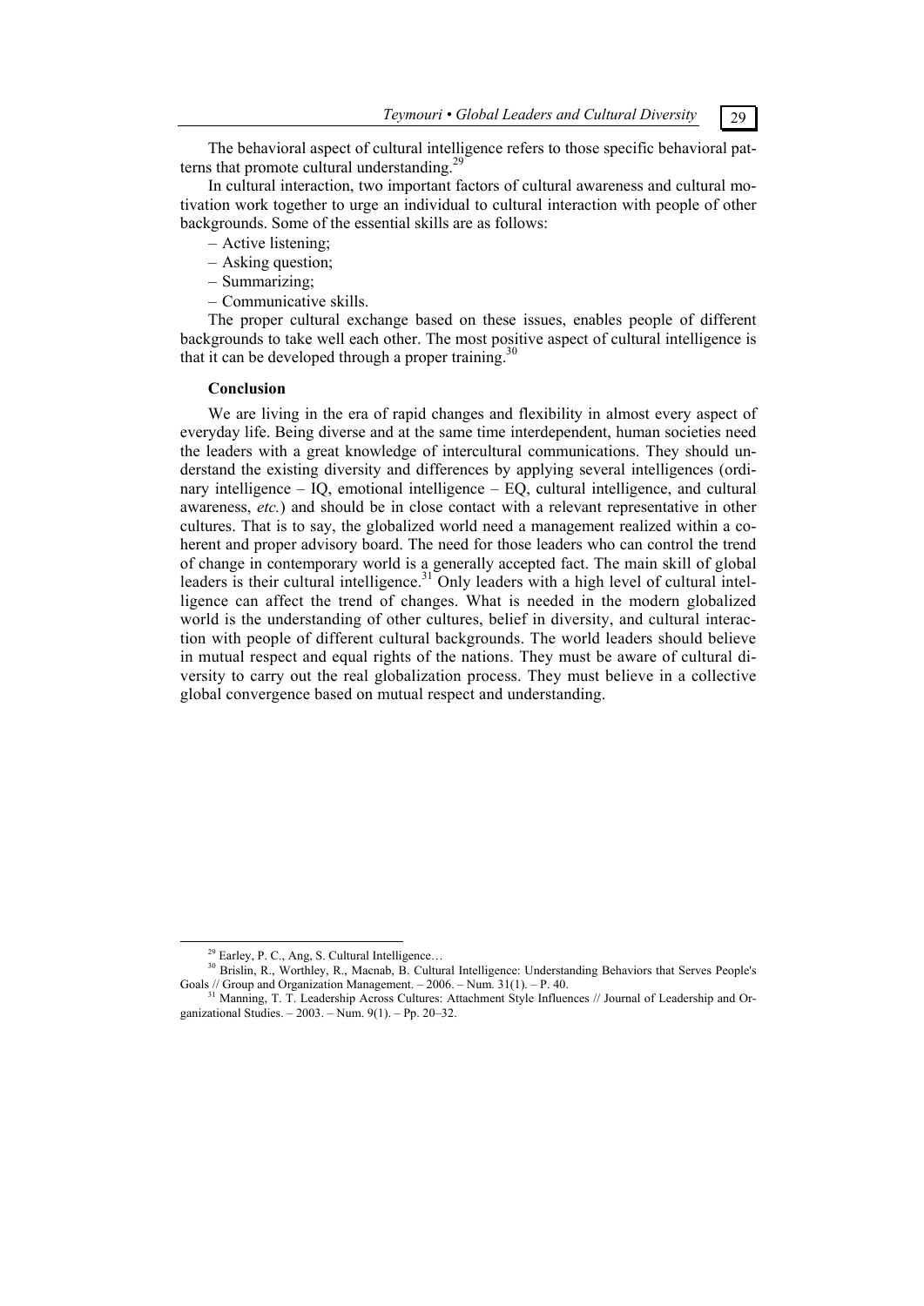The behavioral aspect of cultural intelligence refers to those specific behavioral patterns that promote cultural understanding.[29]

In cultural interaction, two important factors of cultural awareness and cultural motivation work together to urge an individual to cultural interaction with people of other backgrounds. Some of the essential skills are as follows:

– Active listening;
– Asking question;
– Summarizing;
– Communicative skills.

The proper cultural exchange based on these issues, enables people of different backgrounds to take well each other. The most positive aspect of cultural intelligence is that it can be developed through a proper training.[30]

**Conclusion**

We are living in the era of rapid changes and flexibility in almost every aspect of everyday life. Being diverse and at the same time interdependent, human societies need the leaders with a great knowledge of intercultural communications. They should understand the existing diversity and differences by applying several intelligences (ordinary intelligence – IQ, emotional intelligence – EQ, cultural intelligence, and cultural awareness, *etc.*) and should be in close contact with a relevant representative in other cultures. That is to say, the globalized world need a management realized within a coherent and proper advisory board. The need for those leaders who can control the trend of change in contemporary world is a generally accepted fact. The main skill of global leaders is their cultural intelligence.[31] Only leaders with a high level of cultural intelligence can affect the trend of changes. What is needed in the modern globalized world is the understanding of other cultures, belief in diversity, and cultural interaction with people of different cultural backgrounds. The world leaders should believe in mutual respect and equal rights of the nations. They must be aware of cultural diversity to carry out the real globalization process. They must believe in a collective global convergence based on mutual respect and understanding.

---

[29] Earley, P. C., Ang, S. Cultural Intelligence…

[30] Brislin, R., Worthley, R., Macnab, B. Cultural Intelligence: Understanding Behaviors that Serves People's Goals // Group and Organization Management. – 2006. – Num. 31(1). – P. 40.

[31] Manning, T. T. Leadership Across Cultures: Attachment Style Influences // Journal of Leadership and Organizational Studies. – 2003. – Num. 9(1). – Pp. 20–32.